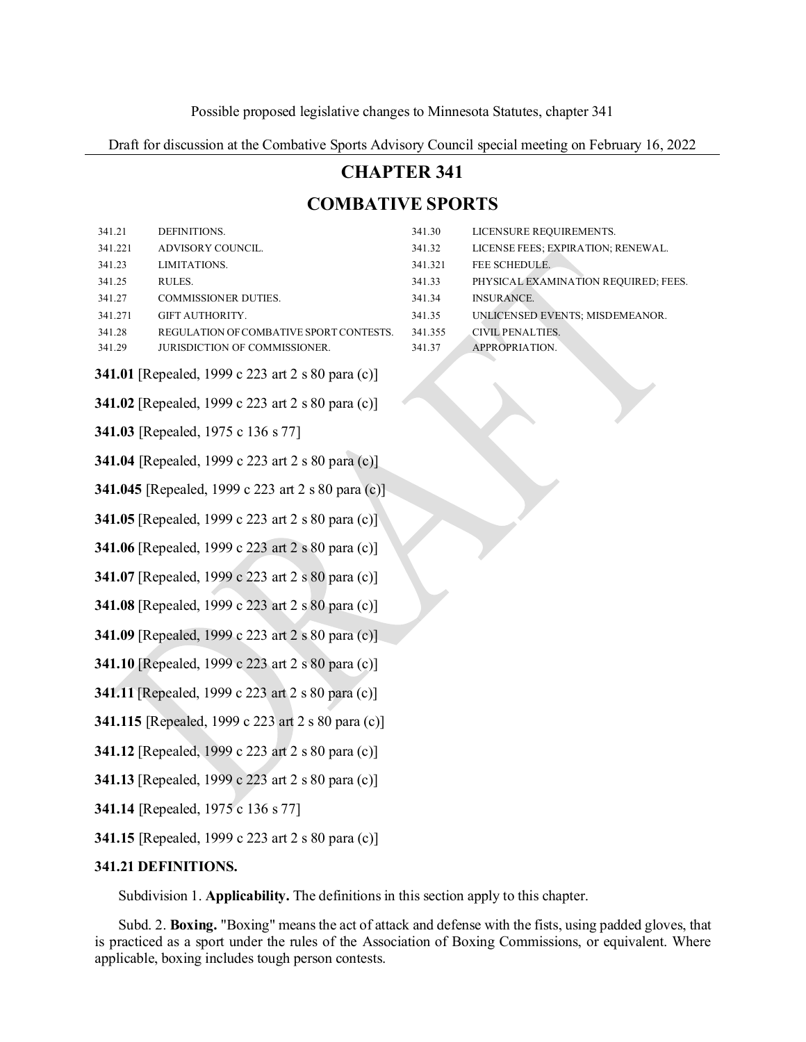Possible proposed legislative changes to Minnesota Statutes, chapter 341

Draft for discussion at the Combative Sports Advisory Council special meeting on February 16, 2022

# CHAPTER 341

# COMBATIVE SPORTS

| | | | |
|---|---|---|---|
| 341.21 | DEFINITIONS. | 341.30 | LICENSURE REQUIREMENTS. |
| 341.221 | ADVISORY COUNCIL. | 341.32 | LICENSE FEES; EXPIRATION; RENEWAL. |
| 341.23 | LIMITATIONS. | 341.321 | FEE SCHEDULE. |
| 341.25 | RULES. | 341.33 | PHYSICAL EXAMINATION REQUIRED; FEES. |
| 341.27 | COMMISSIONER DUTIES. | 341.34 | INSURANCE. |
| 341.271 | GIFT AUTHORITY. | 341.35 | UNLICENSED EVENTS; MISDEMEANOR. |
| 341.28 | REGULATION OF COMBATIVE SPORT CONTESTS. | 341.355 | CIVIL PENALTIES. |
| 341.29 | JURISDICTION OF COMMISSIONER. | 341.37 | APPROPRIATION. |

**341.01** [Repealed, 1999 c 223 art 2 s 80 para (c)]

**341.02** [Repealed, 1999 c 223 art 2 s 80 para (c)]

**341.03** [Repealed, 1975 c 136 s 77]

**341.04** [Repealed, 1999 c 223 art 2 s 80 para (c)]

**341.045** [Repealed, 1999 c 223 art 2 s 80 para (c)]

**341.05** [Repealed, 1999 c 223 art 2 s 80 para (c)]

**341.06** [Repealed, 1999 c 223 art 2 s 80 para (c)]

**341.07** [Repealed, 1999 c 223 art 2 s 80 para (c)]

**341.08** [Repealed, 1999 c 223 art 2 s 80 para (c)]

**341.09** [Repealed, 1999 c 223 art 2 s 80 para (c)]

**341.10** [Repealed, 1999 c 223 art 2 s 80 para (c)]

**341.11** [Repealed, 1999 c 223 art 2 s 80 para (c)]

**341.115** [Repealed, 1999 c 223 art 2 s 80 para (c)]

**341.12** [Repealed, 1999 c 223 art 2 s 80 para (c)]

**341.13** [Repealed, 1999 c 223 art 2 s 80 para (c)]

**341.14** [Repealed, 1975 c 136 s 77]

**341.15** [Repealed, 1999 c 223 art 2 s 80 para (c)]

**341.21 DEFINITIONS.**

Subdivision 1. **Applicability.** The definitions in this section apply to this chapter.

Subd. 2. **Boxing.** "Boxing" means the act of attack and defense with the fists, using padded gloves, that is practiced as a sport under the rules of the Association of Boxing Commissions, or equivalent. Where applicable, boxing includes tough person contests.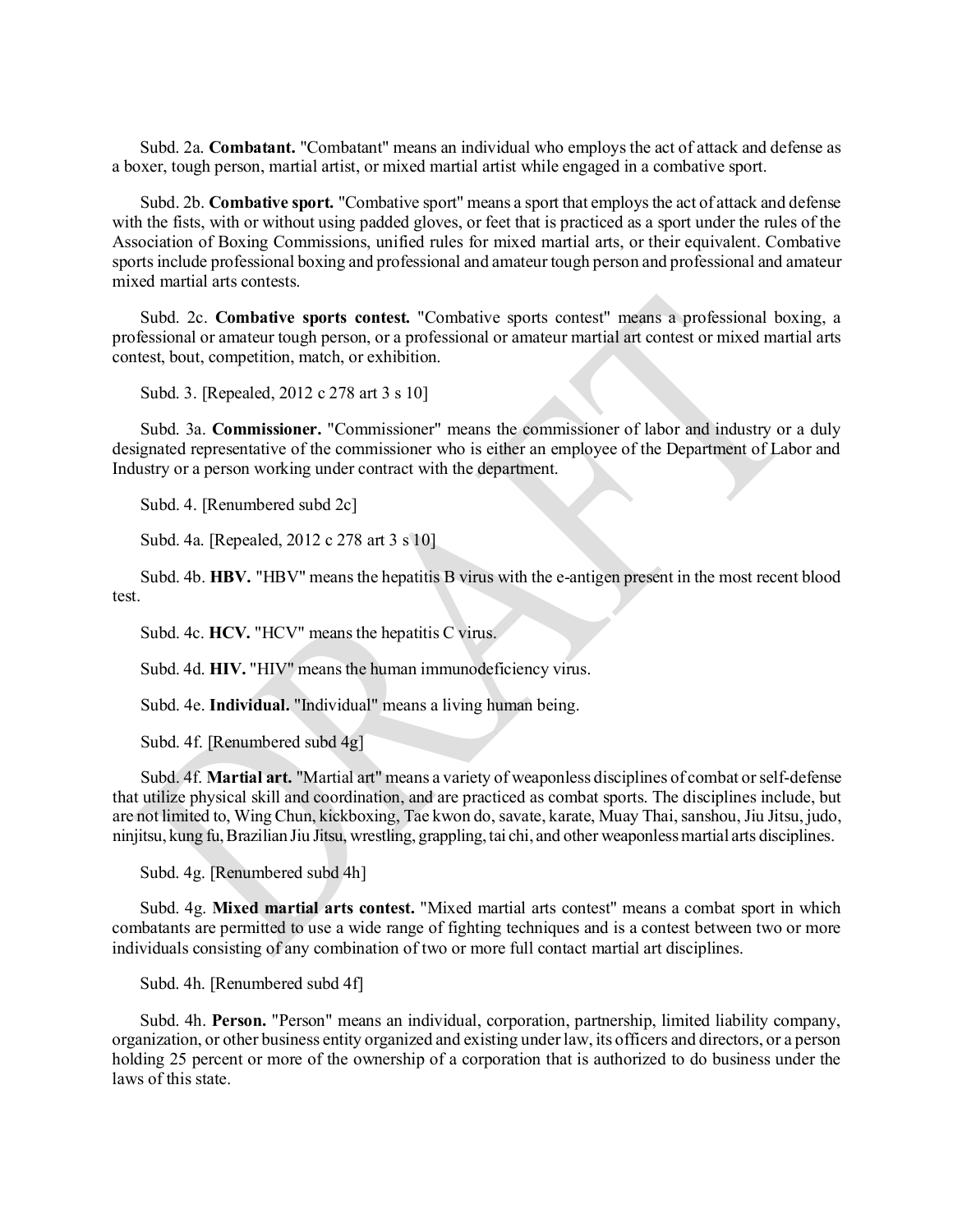Subd. 2a. **Combatant.** "Combatant" means an individual who employs the act of attack and defense as a boxer, tough person, martial artist, or mixed martial artist while engaged in a combative sport.

Subd. 2b. **Combative sport.** "Combative sport" means a sport that employs the act of attack and defense with the fists, with or without using padded gloves, or feet that is practiced as a sport under the rules of the Association of Boxing Commissions, unified rules for mixed martial arts, or their equivalent. Combative sports include professional boxing and professional and amateur tough person and professional and amateur mixed martial arts contests.

Subd. 2c. **Combative sports contest.** "Combative sports contest" means a professional boxing, a professional or amateur tough person, or a professional or amateur martial art contest or mixed martial arts contest, bout, competition, match, or exhibition.

Subd. 3. [Repealed, 2012 c 278 art 3 s 10]

Subd. 3a. **Commissioner.** "Commissioner" means the commissioner of labor and industry or a duly designated representative of the commissioner who is either an employee of the Department of Labor and Industry or a person working under contract with the department.

Subd. 4. [Renumbered subd 2c]

Subd. 4a. [Repealed, 2012 c 278 art 3 s 10]

Subd. 4b. **HBV.** "HBV" means the hepatitis B virus with the e-antigen present in the most recent blood test.

Subd. 4c. **HCV.** "HCV" means the hepatitis C virus.

Subd. 4d. **HIV.** "HIV" means the human immunodeficiency virus.

Subd. 4e. **Individual.** "Individual" means a living human being.

Subd. 4f. [Renumbered subd 4g]

Subd. 4f. **Martial art.** "Martial art" means a variety of weaponless disciplines of combat or self-defense that utilize physical skill and coordination, and are practiced as combat sports. The disciplines include, but are not limited to, Wing Chun, kickboxing, Tae kwon do, savate, karate, Muay Thai, sanshou, Jiu Jitsu, judo, ninjitsu, kung fu, Brazilian Jiu Jitsu, wrestling, grappling, tai chi, and other weaponless martial arts disciplines.

Subd. 4g. [Renumbered subd 4h]

Subd. 4g. **Mixed martial arts contest.** "Mixed martial arts contest" means a combat sport in which combatants are permitted to use a wide range of fighting techniques and is a contest between two or more individuals consisting of any combination of two or more full contact martial art disciplines.

Subd. 4h. [Renumbered subd 4f]

Subd. 4h. **Person.** "Person" means an individual, corporation, partnership, limited liability company, organization, or other business entity organized and existing under law, its officers and directors, or a person holding 25 percent or more of the ownership of a corporation that is authorized to do business under the laws of this state.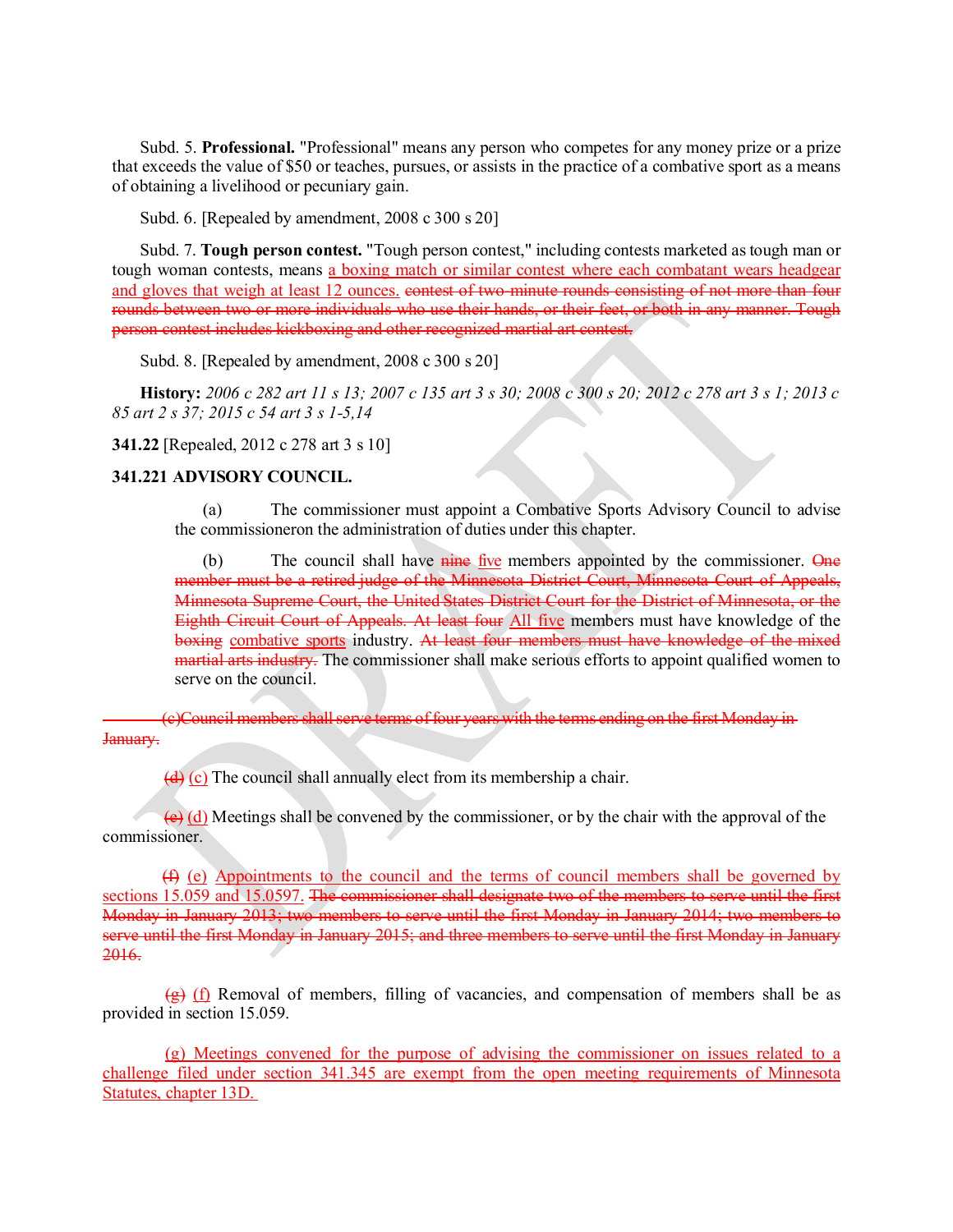Subd. 5. **Professional.** "Professional" means any person who competes for any money prize or a prize that exceeds the value of $50 or teaches, pursues, or assists in the practice of a combative sport as a means of obtaining a livelihood or pecuniary gain.

Subd. 6. [Repealed by amendment, 2008 c 300 s 20]

Subd. 7. **Tough person contest.** "Tough person contest," including contests marketed as tough man or tough woman contests, means <u>a boxing match or similar contest where each combatant wears headgear and gloves that weigh at least 12 ounces.</u> ~~contest of two-minute rounds consisting of not more than four rounds between two or more individuals who use their hands, or their feet, or both in any manner. Tough person contest includes kickboxing and other recognized martial art contest.~~

Subd. 8. [Repealed by amendment, 2008 c 300 s 20]

**History:** *2006 c 282 art 11 s 13; 2007 c 135 art 3 s 30; 2008 c 300 s 20; 2012 c 278 art 3 s 1; 2013 c 85 art 2 s 37; 2015 c 54 art 3 s 1-5,14*

**341.22** [Repealed, 2012 c 278 art 3 s 10]

**341.221 ADVISORY COUNCIL.**

(a) The commissioner must appoint a Combative Sports Advisory Council to advise the commissioneron the administration of duties under this chapter.

(b) The council shall have ~~nine~~ <u>five</u> members appointed by the commissioner. ~~One member must be a retired judge of the Minnesota District Court, Minnesota Court of Appeals, Minnesota Supreme Court, the United States District Court for the District of Minnesota, or the Eighth Circuit Court of Appeals. At least four~~ <u>All five</u> members must have knowledge of the ~~boxing~~ <u>combative sports</u> industry. ~~At least four members must have knowledge of the mixed martial arts industry.~~ The commissioner shall make serious efforts to appoint qualified women to serve on the council.

~~(c)Council members shall serve terms of four years with the terms ending on the first Monday in January.~~

~~(d)~~ <u>(c)</u> The council shall annually elect from its membership a chair.

~~(e)~~ <u>(d)</u> Meetings shall be convened by the commissioner, or by the chair with the approval of the commissioner.

~~(f)~~ <u>(e) Appointments to the council and the terms of council members shall be governed by sections 15.059 and 15.0597.</u> ~~The commissioner shall designate two of the members to serve until the first Monday in January 2013; two members to serve until the first Monday in January 2014; two members to serve until the first Monday in January 2015; and three members to serve until the first Monday in January 2016.~~

~~(g)~~ <u>(f)</u> Removal of members, filling of vacancies, and compensation of members shall be as provided in section 15.059.

<u>(g) Meetings convened for the purpose of advising the commissioner on issues related to a challenge filed under section 341.345 are exempt from the open meeting requirements of Minnesota Statutes, chapter 13D.</u>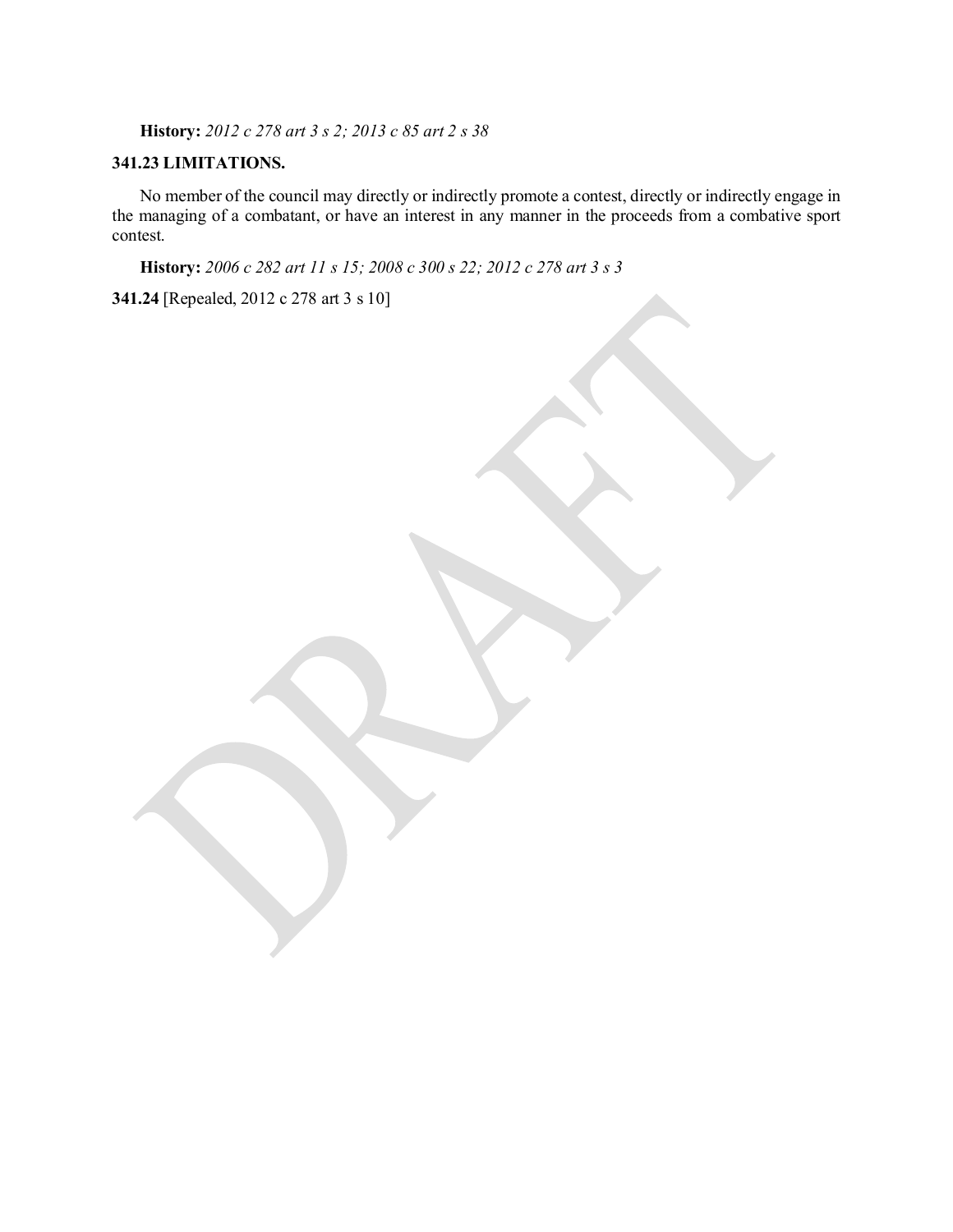**History:** *2012 c 278 art 3 s 2; 2013 c 85 art 2 s 38*

**341.23 LIMITATIONS.**

No member of the council may directly or indirectly promote a contest, directly or indirectly engage in the managing of a combatant, or have an interest in any manner in the proceeds from a combative sport contest.

**History:** *2006 c 282 art 11 s 15; 2008 c 300 s 22; 2012 c 278 art 3 s 3*

**341.24** [Repealed, 2012 c 278 art 3 s 10]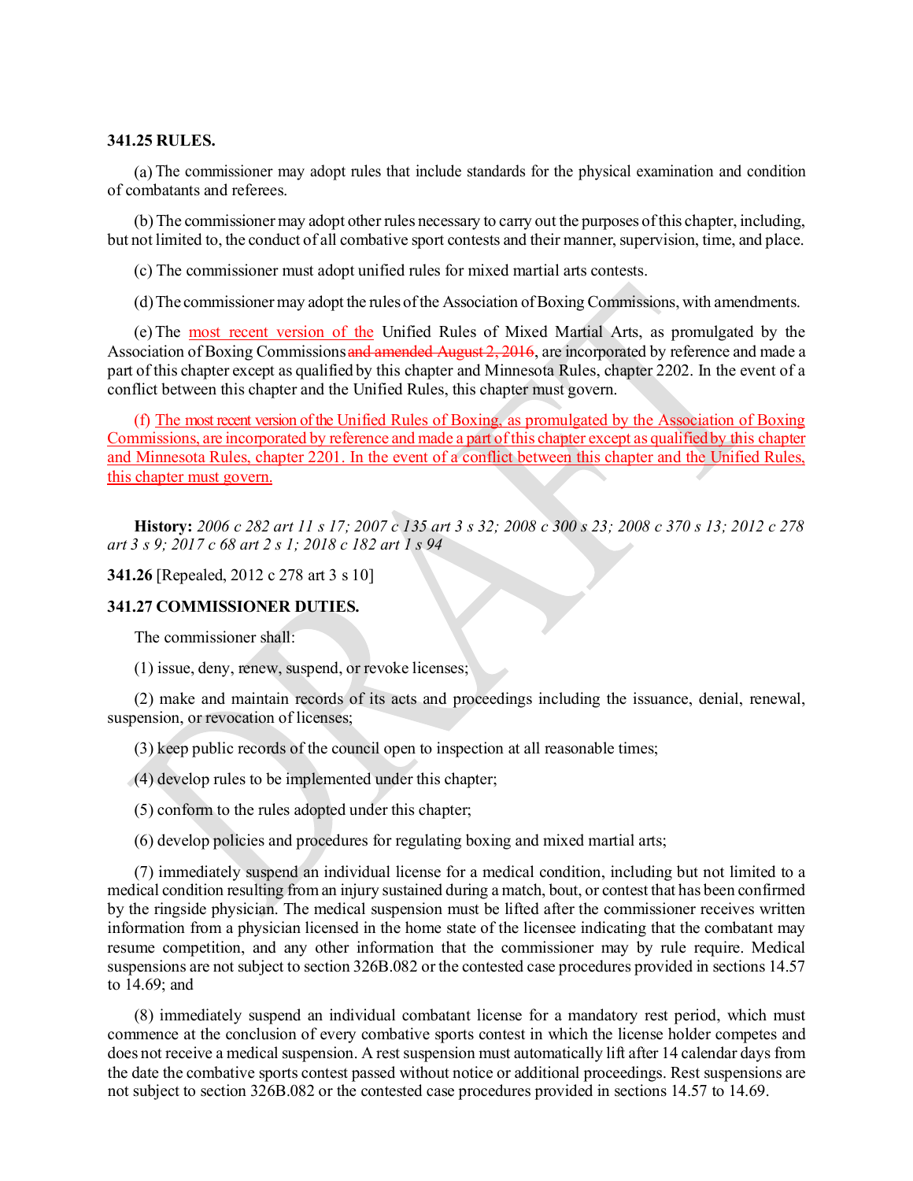**341.25 RULES.**

(a) The commissioner may adopt rules that include standards for the physical examination and condition of combatants and referees.

(b) The commissioner may adopt other rules necessary to carry out the purposes of this chapter, including, but not limited to, the conduct of all combative sport contests and their manner, supervision, time, and place.

(c) The commissioner must adopt unified rules for mixed martial arts contests.

(d) The commissioner may adopt the rules of the Association of Boxing Commissions, with amendments.

(e) The <u>most recent version of the</u> Unified Rules of Mixed Martial Arts, as promulgated by the Association of Boxing Commissions ~~and amended August 2, 2016~~, are incorporated by reference and made a part of this chapter except as qualified by this chapter and Minnesota Rules, chapter 2202. In the event of a conflict between this chapter and the Unified Rules, this chapter must govern.

<u>(f) The most recent version of the Unified Rules of Boxing, as promulgated by the Association of Boxing Commissions, are incorporated by reference and made a part of this chapter except as qualified by this chapter and Minnesota Rules, chapter 2201. In the event of a conflict between this chapter and the Unified Rules, this chapter must govern.</u>

**History:** *2006 c 282 art 11 s 17; 2007 c 135 art 3 s 32; 2008 c 300 s 23; 2008 c 370 s 13; 2012 c 278 art 3 s 9; 2017 c 68 art 2 s 1; 2018 c 182 art 1 s 94*

**341.26** [Repealed, 2012 c 278 art 3 s 10]

**341.27 COMMISSIONER DUTIES.**

The commissioner shall:

(1) issue, deny, renew, suspend, or revoke licenses;

(2) make and maintain records of its acts and proceedings including the issuance, denial, renewal, suspension, or revocation of licenses;

(3) keep public records of the council open to inspection at all reasonable times;

(4) develop rules to be implemented under this chapter;

(5) conform to the rules adopted under this chapter;

(6) develop policies and procedures for regulating boxing and mixed martial arts;

(7) immediately suspend an individual license for a medical condition, including but not limited to a medical condition resulting from an injury sustained during a match, bout, or contest that has been confirmed by the ringside physician. The medical suspension must be lifted after the commissioner receives written information from a physician licensed in the home state of the licensee indicating that the combatant may resume competition, and any other information that the commissioner may by rule require. Medical suspensions are not subject to section 326B.082 or the contested case procedures provided in sections 14.57 to 14.69; and

(8) immediately suspend an individual combatant license for a mandatory rest period, which must commence at the conclusion of every combative sports contest in which the license holder competes and does not receive a medical suspension. A rest suspension must automatically lift after 14 calendar days from the date the combative sports contest passed without notice or additional proceedings. Rest suspensions are not subject to section 326B.082 or the contested case procedures provided in sections 14.57 to 14.69.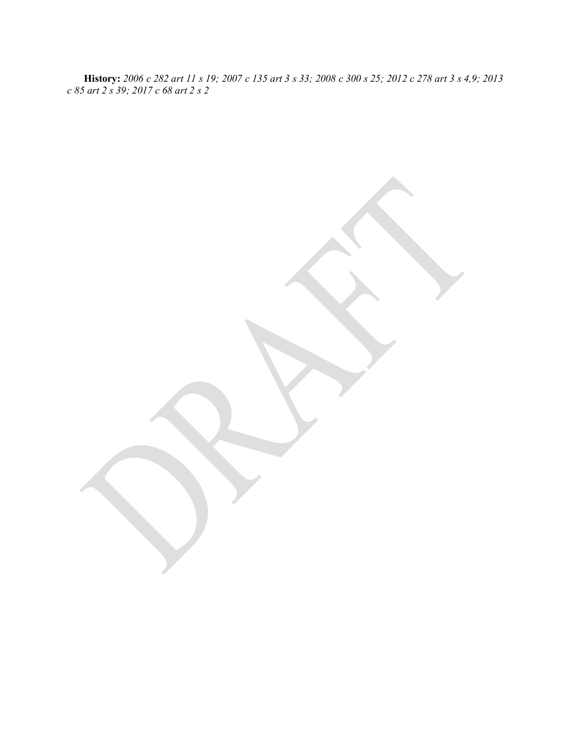**History:** *2006 c 282 art 11 s 19; 2007 c 135 art 3 s 33; 2008 c 300 s 25; 2012 c 278 art 3 s 4,9; 2013 c 85 art 2 s 39; 2017 c 68 art 2 s 2*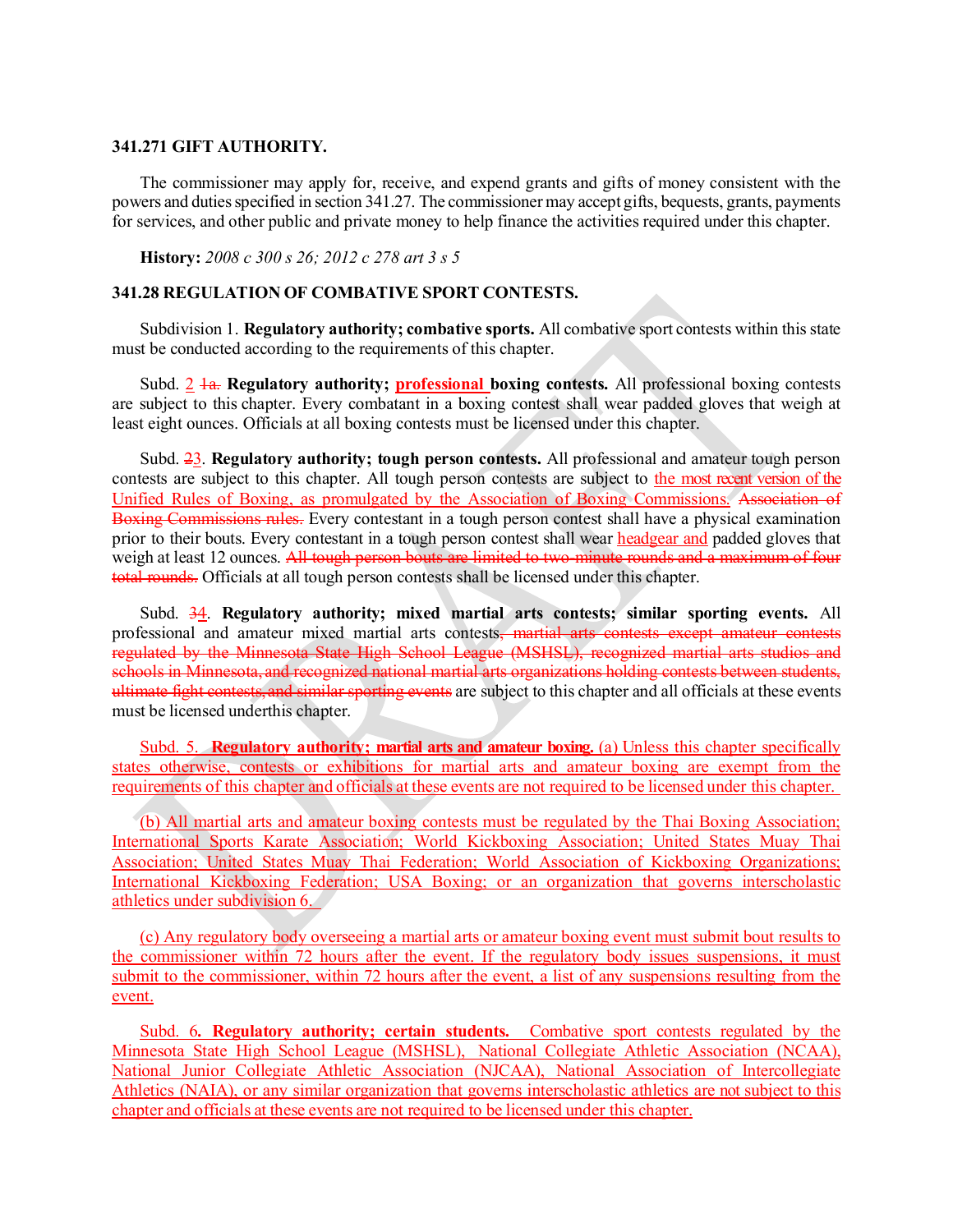**341.271 GIFT AUTHORITY.**

The commissioner may apply for, receive, and expend grants and gifts of money consistent with the powers and duties specified in section 341.27. The commissioner may accept gifts, bequests, grants, payments for services, and other public and private money to help finance the activities required under this chapter.

**History:** *2008 c 300 s 26; 2012 c 278 art 3 s 5*

**341.28 REGULATION OF COMBATIVE SPORT CONTESTS.**

Subdivision 1. **Regulatory authority; combative sports.** All combative sport contests within this state must be conducted according to the requirements of this chapter.

Subd. <u>2</u> ~~1a.~~ **Regulatory authority; <u>professional</u> boxing contests.** All professional boxing contests are subject to this chapter. Every combatant in a boxing contest shall wear padded gloves that weigh at least eight ounces. Officials at all boxing contests must be licensed under this chapter.

Subd. ~~2~~<u>3</u>. **Regulatory authority; tough person contests.** All professional and amateur tough person contests are subject to this chapter. All tough person contests are subject to <u>the most recent version of the Unified Rules of Boxing, as promulgated by the Association of Boxing Commissions.</u> ~~Association of Boxing Commissions rules.~~ Every contestant in a tough person contest shall have a physical examination prior to their bouts. Every contestant in a tough person contest shall wear <u>headgear and</u> padded gloves that weigh at least 12 ounces. ~~All tough person bouts are limited to two-minute rounds and a maximum of four total rounds.~~ Officials at all tough person contests shall be licensed under this chapter.

Subd. ~~3~~<u>4</u>. **Regulatory authority; mixed martial arts contests; similar sporting events.** All professional and amateur mixed martial arts contests~~, martial arts contests except amateur contests regulated by the Minnesota State High School League (MSHSL), recognized martial arts studios and schools in Minnesota, and recognized national martial arts organizations holding contests between students, ultimate fight contests, and similar sporting events~~ are subject to this chapter and all officials at these events must be licensed underthis chapter.

<u>Subd. 5. **Regulatory authority; martial arts and amateur boxing.** (a) Unless this chapter specifically states otherwise, contests or exhibitions for martial arts and amateur boxing are exempt from the requirements of this chapter and officials at these events are not required to be licensed under this chapter.</u>

<u>(b) All martial arts and amateur boxing contests must be regulated by the Thai Boxing Association; International Sports Karate Association; World Kickboxing Association; United States Muay Thai Association; United States Muay Thai Federation; World Association of Kickboxing Organizations; International Kickboxing Federation; USA Boxing; or an organization that governs interscholastic athletics under subdivision 6.</u>

<u>(c) Any regulatory body overseeing a martial arts or amateur boxing event must submit bout results to the commissioner within 72 hours after the event. If the regulatory body issues suspensions, it must submit to the commissioner, within 72 hours after the event, a list of any suspensions resulting from the event.</u>

<u>Subd. 6. **Regulatory authority; certain students.** Combative sport contests regulated by the Minnesota State High School League (MSHSL), National Collegiate Athletic Association (NCAA), National Junior Collegiate Athletic Association (NJCAA), National Association of Intercollegiate Athletics (NAIA), or any similar organization that governs interscholastic athletics are not subject to this chapter and officials at these events are not required to be licensed under this chapter.</u>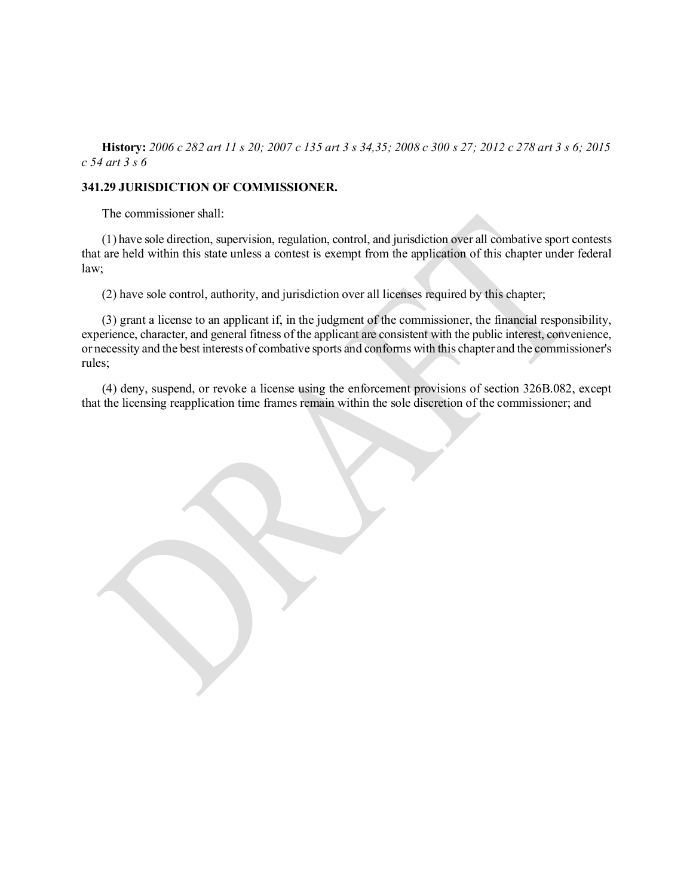**History:** *2006 c 282 art 11 s 20; 2007 c 135 art 3 s 34,35; 2008 c 300 s 27; 2012 c 278 art 3 s 6; 2015 c 54 art 3 s 6*

**341.29 JURISDICTION OF COMMISSIONER.**

The commissioner shall:

(1) have sole direction, supervision, regulation, control, and jurisdiction over all combative sport contests that are held within this state unless a contest is exempt from the application of this chapter under federal law;

(2) have sole control, authority, and jurisdiction over all licenses required by this chapter;

(3) grant a license to an applicant if, in the judgment of the commissioner, the financial responsibility, experience, character, and general fitness of the applicant are consistent with the public interest, convenience, or necessity and the best interests of combative sports and conforms with this chapter and the commissioner's rules;

(4) deny, suspend, or revoke a license using the enforcement provisions of section 326B.082, except that the licensing reapplication time frames remain within the sole discretion of the commissioner; and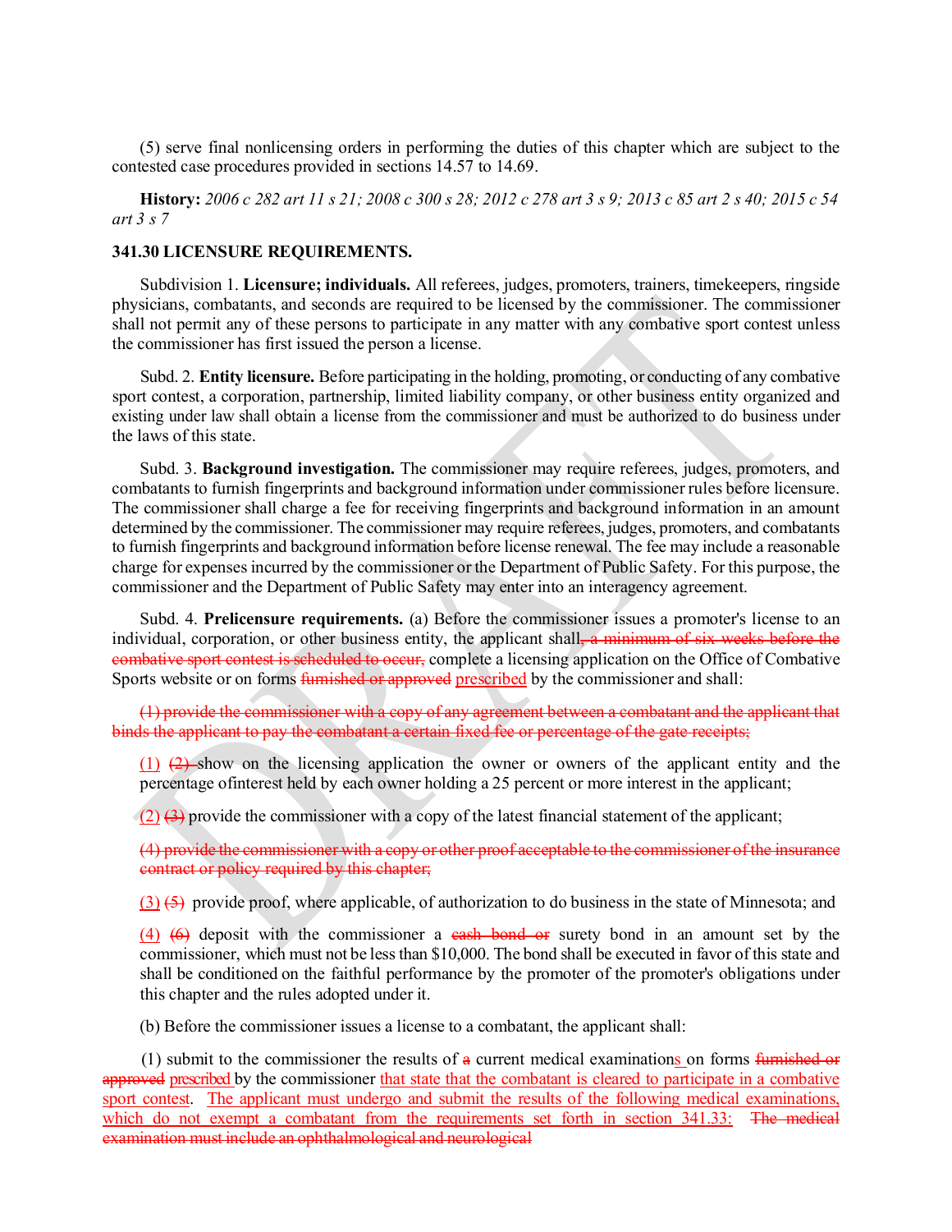(5) serve final nonlicensing orders in performing the duties of this chapter which are subject to the contested case procedures provided in sections 14.57 to 14.69.

**History:** *2006 c 282 art 11 s 21; 2008 c 300 s 28; 2012 c 278 art 3 s 9; 2013 c 85 art 2 s 40; 2015 c 54 art 3 s 7*

**341.30 LICENSURE REQUIREMENTS.**

Subdivision 1. **Licensure; individuals.** All referees, judges, promoters, trainers, timekeepers, ringside physicians, combatants, and seconds are required to be licensed by the commissioner. The commissioner shall not permit any of these persons to participate in any matter with any combative sport contest unless the commissioner has first issued the person a license.

Subd. 2. **Entity licensure.** Before participating in the holding, promoting, or conducting of any combative sport contest, a corporation, partnership, limited liability company, or other business entity organized and existing under law shall obtain a license from the commissioner and must be authorized to do business under the laws of this state.

Subd. 3. **Background investigation.** The commissioner may require referees, judges, promoters, and combatants to furnish fingerprints and background information under commissioner rules before licensure. The commissioner shall charge a fee for receiving fingerprints and background information in an amount determined by the commissioner. The commissioner may require referees, judges, promoters, and combatants to furnish fingerprints and background information before license renewal. The fee may include a reasonable charge for expenses incurred by the commissioner or the Department of Public Safety. For this purpose, the commissioner and the Department of Public Safety may enter into an interagency agreement.

Subd. 4. **Prelicensure requirements.** (a) Before the commissioner issues a promoter's license to an individual, corporation, or other business entity, the applicant shall~~, a minimum of six weeks before the combative sport contest is scheduled to occur,~~ complete a licensing application on the Office of Combative Sports website or on forms ~~furnished or approved~~ prescribed by the commissioner and shall:

~~(1) provide the commissioner with a copy of any agreement between a combatant and the applicant that binds the applicant to pay the combatant a certain fixed fee or percentage of the gate receipts;~~

(1) ~~(2)~~ show on the licensing application the owner or owners of the applicant entity and the percentage ofinterest held by each owner holding a 25 percent or more interest in the applicant;

(2) ~~(3)~~ provide the commissioner with a copy of the latest financial statement of the applicant;

~~(4) provide the commissioner with a copy or other proof acceptable to the commissioner of the insurance contract or policy required by this chapter;~~

(3) ~~(5)~~ provide proof, where applicable, of authorization to do business in the state of Minnesota; and

(4) ~~(6)~~ deposit with the commissioner a ~~cash bond or~~ surety bond in an amount set by the commissioner, which must not be less than $10,000. The bond shall be executed in favor of this state and shall be conditioned on the faithful performance by the promoter of the promoter's obligations under this chapter and the rules adopted under it.

(b) Before the commissioner issues a license to a combatant, the applicant shall:

(1) submit to the commissioner the results of ~~a~~ current medical examinations on forms ~~furnished or approved~~ prescribed by the commissioner that state that the combatant is cleared to participate in a combative sport contest. The applicant must undergo and submit the results of the following medical examinations, which do not exempt a combatant from the requirements set forth in section 341.33: ~~The medical examination must include an ophthalmological and neurological~~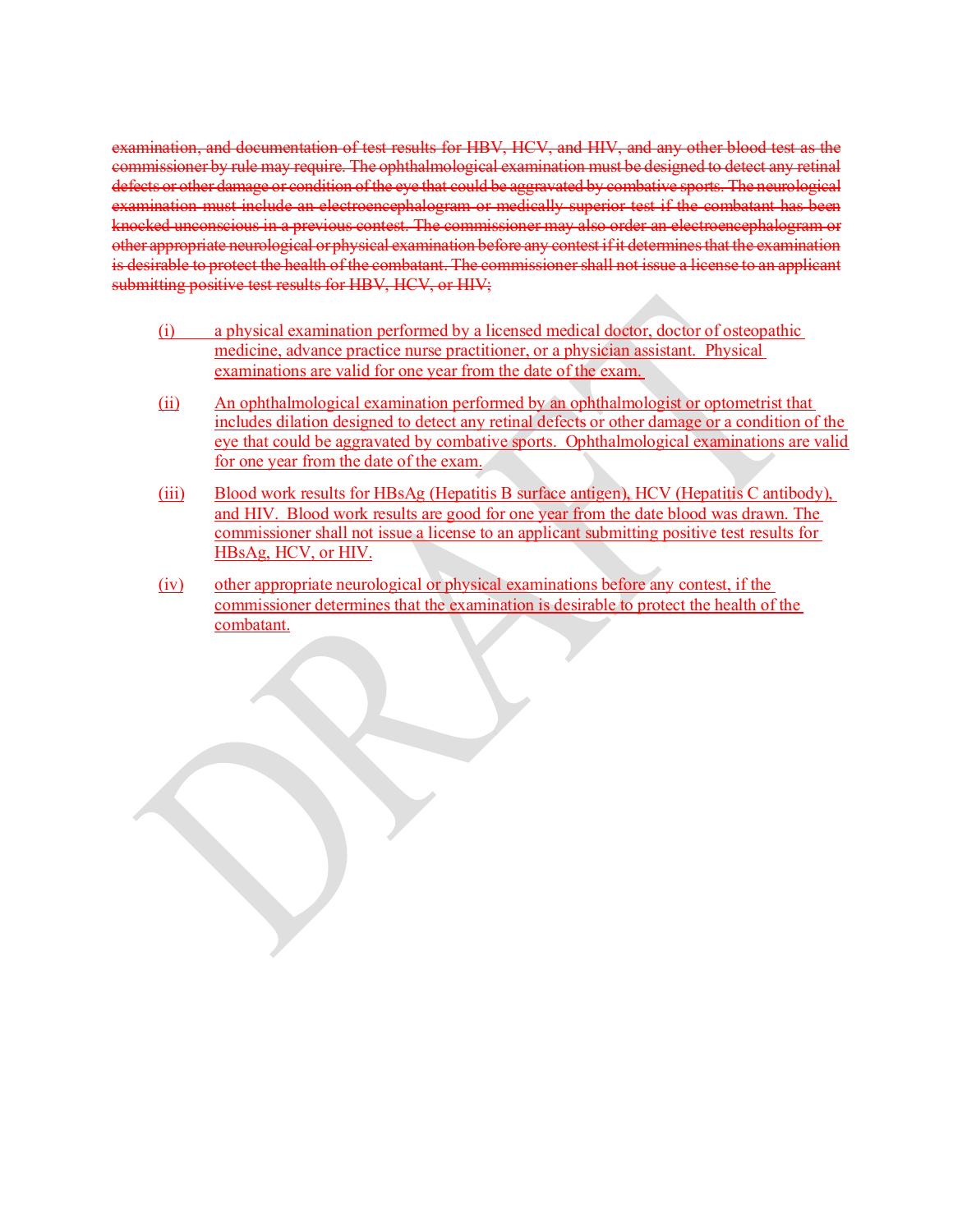~~examination, and documentation of test results for HBV, HCV, and HIV, and any other blood test as the commissioner by rule may require. The ophthalmological examination must be designed to detect any retinal defects or other damage or condition of the eye that could be aggravated by combative sports. The neurological examination must include an electroencephalogram or medically superior test if the combatant has been knocked unconscious in a previous contest. The commissioner may also order an electroencephalogram or other appropriate neurological or physical examination before any contest if it determines that the examination is desirable to protect the health of the combatant. The commissioner shall not issue a license to an applicant submitting positive test results for HBV, HCV, or HIV;~~

<u>(i) a physical examination performed by a licensed medical doctor, doctor of osteopathic medicine, advance practice nurse practitioner, or a physician assistant. Physical examinations are valid for one year from the date of the exam.</u>

<u>(ii) An ophthalmological examination performed by an ophthalmologist or optometrist that includes dilation designed to detect any retinal defects or other damage or a condition of the eye that could be aggravated by combative sports. Ophthalmological examinations are valid for one year from the date of the exam.</u>

<u>(iii) Blood work results for HBsAg (Hepatitis B surface antigen), HCV (Hepatitis C antibody), and HIV. Blood work results are good for one year from the date blood was drawn. The commissioner shall not issue a license to an applicant submitting positive test results for HBsAg, HCV, or HIV.</u>

<u>(iv) other appropriate neurological or physical examinations before any contest, if the commissioner determines that the examination is desirable to protect the health of the combatant.</u>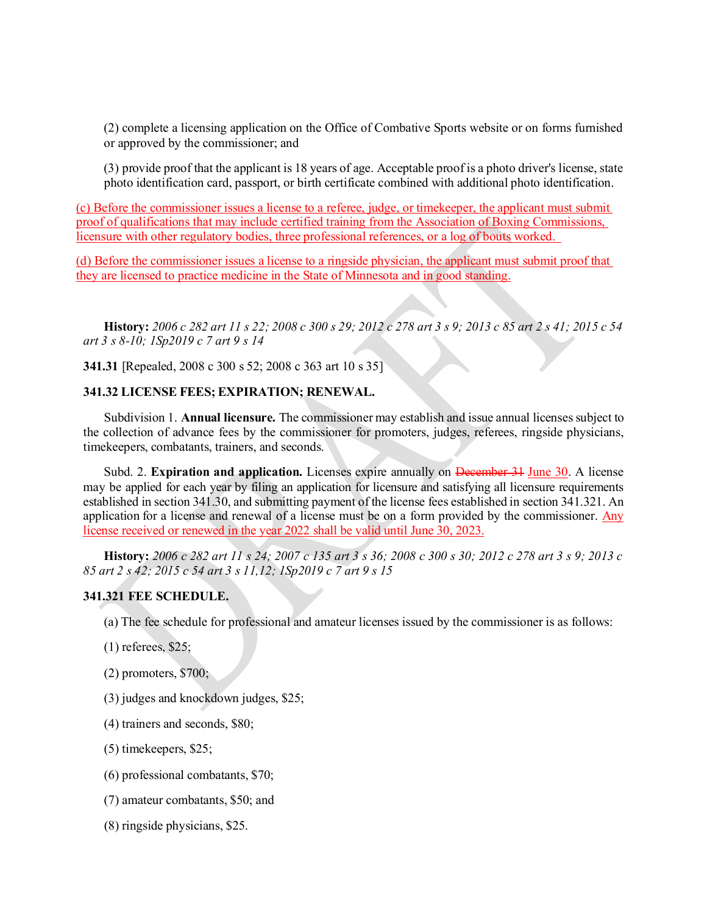(2) complete a licensing application on the Office of Combative Sports website or on forms furnished or approved by the commissioner; and

(3) provide proof that the applicant is 18 years of age. Acceptable proof is a photo driver's license, state photo identification card, passport, or birth certificate combined with additional photo identification.

<u>(c) Before the commissioner issues a license to a referee, judge, or timekeeper, the applicant must submit proof of qualifications that may include certified training from the Association of Boxing Commissions, licensure with other regulatory bodies, three professional references, or a log of bouts worked.</u>

<u>(d) Before the commissioner issues a license to a ringside physician, the applicant must submit proof that they are licensed to practice medicine in the State of Minnesota and in good standing.</u>

**History:** *2006 c 282 art 11 s 22; 2008 c 300 s 29; 2012 c 278 art 3 s 9; 2013 c 85 art 2 s 41; 2015 c 54 art 3 s 8-10; 1Sp2019 c 7 art 9 s 14*

**341.31** [Repealed, 2008 c 300 s 52; 2008 c 363 art 10 s 35]

**341.32 LICENSE FEES; EXPIRATION; RENEWAL.**

Subdivision 1. **Annual licensure.** The commissioner may establish and issue annual licenses subject to the collection of advance fees by the commissioner for promoters, judges, referees, ringside physicians, timekeepers, combatants, trainers, and seconds.

Subd. 2. **Expiration and application.** Licenses expire annually on ~~December 31~~ <u>June 30</u>. A license may be applied for each year by filing an application for licensure and satisfying all licensure requirements established in section 341.30, and submitting payment of the license fees established in section 341.321. An application for a license and renewal of a license must be on a form provided by the commissioner. <u>Any license received or renewed in the year 2022 shall be valid until June 30, 2023.</u>

**History:** *2006 c 282 art 11 s 24; 2007 c 135 art 3 s 36; 2008 c 300 s 30; 2012 c 278 art 3 s 9; 2013 c 85 art 2 s 42; 2015 c 54 art 3 s 11,12; 1Sp2019 c 7 art 9 s 15*

**341.321 FEE SCHEDULE.**

(a) The fee schedule for professional and amateur licenses issued by the commissioner is as follows:

(1) referees, $25;

(2) promoters, $700;

(3) judges and knockdown judges, $25;

(4) trainers and seconds, $80;

(5) timekeepers, $25;

(6) professional combatants, $70;

(7) amateur combatants, $50; and

(8) ringside physicians, $25.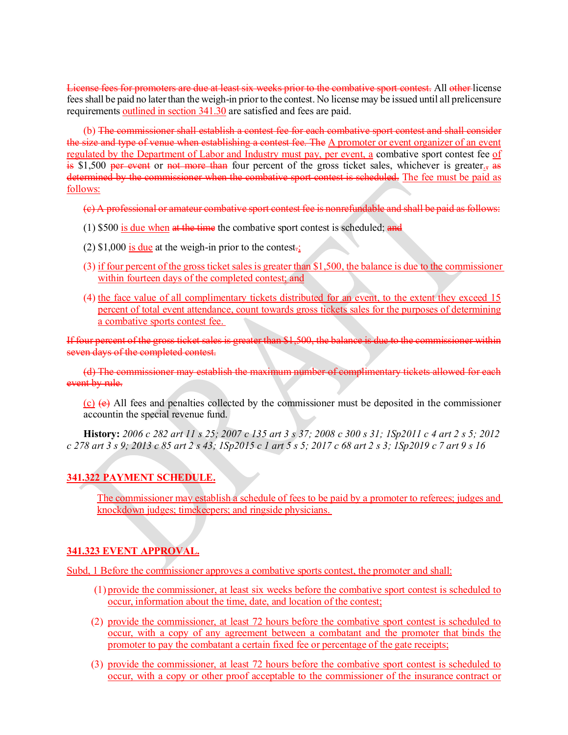~~License fees for promoters are due at least six weeks prior to the combative sport contest.~~ All ~~other~~ license fees shall be paid no later than the weigh-in prior to the contest. No license may be issued until all prelicensure requirements <u>outlined in section 341.30</u> are satisfied and fees are paid.

(b) ~~The commissioner shall establish a contest fee for each combative sport contest and shall consider the size and type of venue when establishing a contest fee. The~~ <u>A promoter or event organizer of an event regulated by the Department of Labor and Industry must pay, per event, a</u> combative sport contest fee <u>of</u> ~~is~~ $1,500 ~~per event~~ or ~~not more than~~ four percent of the gross ticket sales, whichever is greater<u>.</u>~~, as determined by the commissioner when the combative sport contest is scheduled.~~ <u>The fee must be paid as follows:</u>

~~(c) A professional or amateur combative sport contest fee is nonrefundable and shall be paid as follows:~~

(1) $500 <u>is due when</u> ~~at the time~~ the combative sport contest is scheduled; ~~and~~

(2) $1,000 <u>is due</u> at the weigh-in prior to the contest~~.~~<u>;</u>

(3) <u>if four percent of the gross ticket sales is greater than $1,500, the balance is due to the commissioner within fourteen days of the completed contest; and</u>

(4) <u>the face value of all complimentary tickets distributed for an event, to the extent they exceed 15 percent of total event attendance, count towards gross tickets sales for the purposes of determining a combative sports contest fee.</u>

~~If four percent of the gross ticket sales is greater than $1,500, the balance is due to the commissioner within seven days of the completed contest.~~

~~(d) The commissioner may establish the maximum number of complimentary tickets allowed for each event by rule.~~

<u>(c)</u> ~~(e)~~ All fees and penalties collected by the commissioner must be deposited in the commissioner accountin the special revenue fund.

**History:** *2006 c 282 art 11 s 25; 2007 c 135 art 3 s 37; 2008 c 300 s 31; 1Sp2011 c 4 art 2 s 5; 2012 c 278 art 3 s 9; 2013 c 85 art 2 s 43; 1Sp2015 c 1 art 5 s 5; 2017 c 68 art 2 s 3; 1Sp2019 c 7 art 9 s 16*

**<u>341.322 PAYMENT SCHEDULE.</u>**

<u>The commissioner may establish a schedule of fees to be paid by a promoter to referees; judges and knockdown judges; timekeepers; and ringside physicians.</u>

**<u>341.323 EVENT APPROVAL.</u>**

<u>Subd, 1 Before the commissioner approves a combative sports contest, the promoter and shall:</u>

(1) <u>provide the commissioner, at least six weeks before the combative sport contest is scheduled to occur, information about the time, date, and location of the contest;</u>

(2) <u>provide the commissioner, at least 72 hours before the combative sport contest is scheduled to occur, with a copy of any agreement between a combatant and the promoter that binds the promoter to pay the combatant a certain fixed fee or percentage of the gate receipts;</u>

(3) <u>provide the commissioner, at least 72 hours before the combative sport contest is scheduled to occur, with a copy or other proof acceptable to the commissioner of the insurance contract or</u>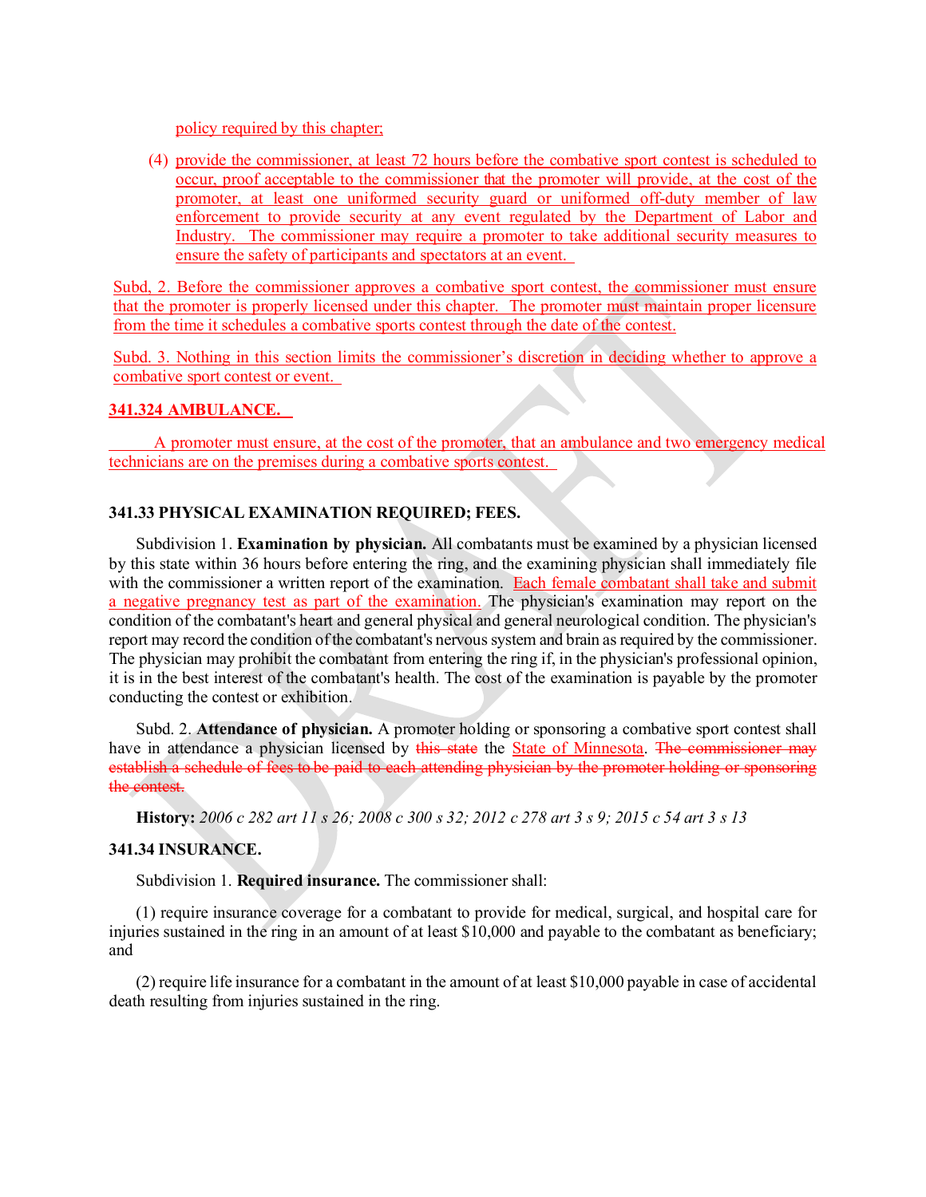policy required by this chapter;

(4) provide the commissioner, at least 72 hours before the combative sport contest is scheduled to occur, proof acceptable to the commissioner that the promoter will provide, at the cost of the promoter, at least one uniformed security guard or uniformed off-duty member of law enforcement to provide security at any event regulated by the Department of Labor and Industry. The commissioner may require a promoter to take additional security measures to ensure the safety of participants and spectators at an event.

Subd, 2. Before the commissioner approves a combative sport contest, the commissioner must ensure that the promoter is properly licensed under this chapter. The promoter must maintain proper licensure from the time it schedules a combative sports contest through the date of the contest.

Subd. 3. Nothing in this section limits the commissioner's discretion in deciding whether to approve a combative sport contest or event.

**341.324 AMBULANCE.**

A promoter must ensure, at the cost of the promoter, that an ambulance and two emergency medical technicians are on the premises during a combative sports contest.

**341.33 PHYSICAL EXAMINATION REQUIRED; FEES.**

Subdivision 1. **Examination by physician.** All combatants must be examined by a physician licensed by this state within 36 hours before entering the ring, and the examining physician shall immediately file with the commissioner a written report of the examination. Each female combatant shall take and submit a negative pregnancy test as part of the examination. The physician's examination may report on the condition of the combatant's heart and general physical and general neurological condition. The physician's report may record the condition of the combatant's nervous system and brain as required by the commissioner. The physician may prohibit the combatant from entering the ring if, in the physician's professional opinion, it is in the best interest of the combatant's health. The cost of the examination is payable by the promoter conducting the contest or exhibition.

Subd. 2. **Attendance of physician.** A promoter holding or sponsoring a combative sport contest shall have in attendance a physician licensed by ~~this state~~ the State of Minnesota. ~~The commissioner may establish a schedule of fees to be paid to each attending physician by the promoter holding or sponsoring the contest.~~

**History:** *2006 c 282 art 11 s 26; 2008 c 300 s 32; 2012 c 278 art 3 s 9; 2015 c 54 art 3 s 13*

**341.34 INSURANCE.**

Subdivision 1. **Required insurance.** The commissioner shall:

(1) require insurance coverage for a combatant to provide for medical, surgical, and hospital care for injuries sustained in the ring in an amount of at least $10,000 and payable to the combatant as beneficiary; and

(2) require life insurance for a combatant in the amount of at least $10,000 payable in case of accidental death resulting from injuries sustained in the ring.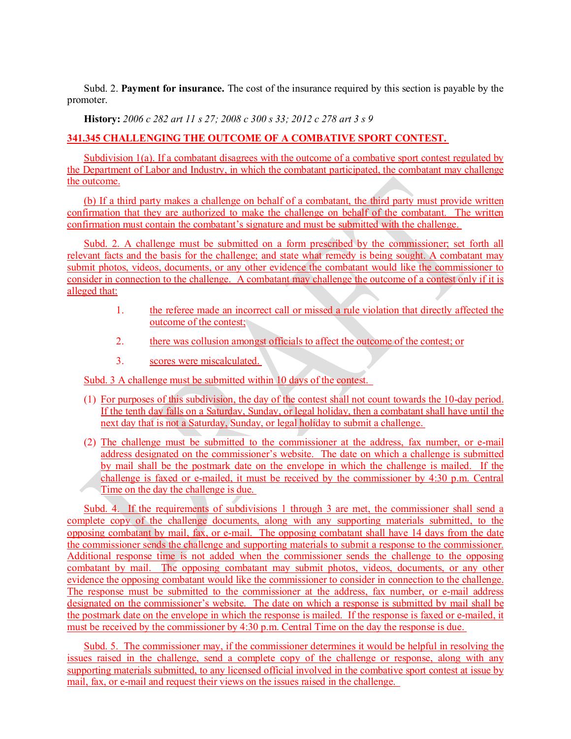Subd. 2. **Payment for insurance.** The cost of the insurance required by this section is payable by the promoter.

**History:** *2006 c 282 art 11 s 27; 2008 c 300 s 33; 2012 c 278 art 3 s 9*

**341.345 CHALLENGING THE OUTCOME OF A COMBATIVE SPORT CONTEST.**

Subdivision 1(a). If a combatant disagrees with the outcome of a combative sport contest regulated by the Department of Labor and Industry, in which the combatant participated, the combatant may challenge the outcome.

(b) If a third party makes a challenge on behalf of a combatant, the third party must provide written confirmation that they are authorized to make the challenge on behalf of the combatant. The written confirmation must contain the combatant's signature and must be submitted with the challenge.

Subd. 2. A challenge must be submitted on a form prescribed by the commissioner; set forth all relevant facts and the basis for the challenge; and state what remedy is being sought. A combatant may submit photos, videos, documents, or any other evidence the combatant would like the commissioner to consider in connection to the challenge. A combatant may challenge the outcome of a contest only if it is alleged that:

1. the referee made an incorrect call or missed a rule violation that directly affected the outcome of the contest;
2. there was collusion amongst officials to affect the outcome of the contest; or
3. scores were miscalculated.

Subd. 3 A challenge must be submitted within 10 days of the contest.

(1) For purposes of this subdivision, the day of the contest shall not count towards the 10-day period. If the tenth day falls on a Saturday, Sunday, or legal holiday, then a combatant shall have until the next day that is not a Saturday, Sunday, or legal holiday to submit a challenge.

(2) The challenge must be submitted to the commissioner at the address, fax number, or e-mail address designated on the commissioner's website. The date on which a challenge is submitted by mail shall be the postmark date on the envelope in which the challenge is mailed. If the challenge is faxed or e-mailed, it must be received by the commissioner by 4:30 p.m. Central Time on the day the challenge is due.

Subd. 4. If the requirements of subdivisions 1 through 3 are met, the commissioner shall send a complete copy of the challenge documents, along with any supporting materials submitted, to the opposing combatant by mail, fax, or e-mail. The opposing combatant shall have 14 days from the date the commissioner sends the challenge and supporting materials to submit a response to the commissioner. Additional response time is not added when the commissioner sends the challenge to the opposing combatant by mail. The opposing combatant may submit photos, videos, documents, or any other evidence the opposing combatant would like the commissioner to consider in connection to the challenge. The response must be submitted to the commissioner at the address, fax number, or e-mail address designated on the commissioner's website. The date on which a response is submitted by mail shall be the postmark date on the envelope in which the response is mailed. If the response is faxed or e-mailed, it must be received by the commissioner by 4:30 p.m. Central Time on the day the response is due.

Subd. 5. The commissioner may, if the commissioner determines it would be helpful in resolving the issues raised in the challenge, send a complete copy of the challenge or response, along with any supporting materials submitted, to any licensed official involved in the combative sport contest at issue by mail, fax, or e-mail and request their views on the issues raised in the challenge.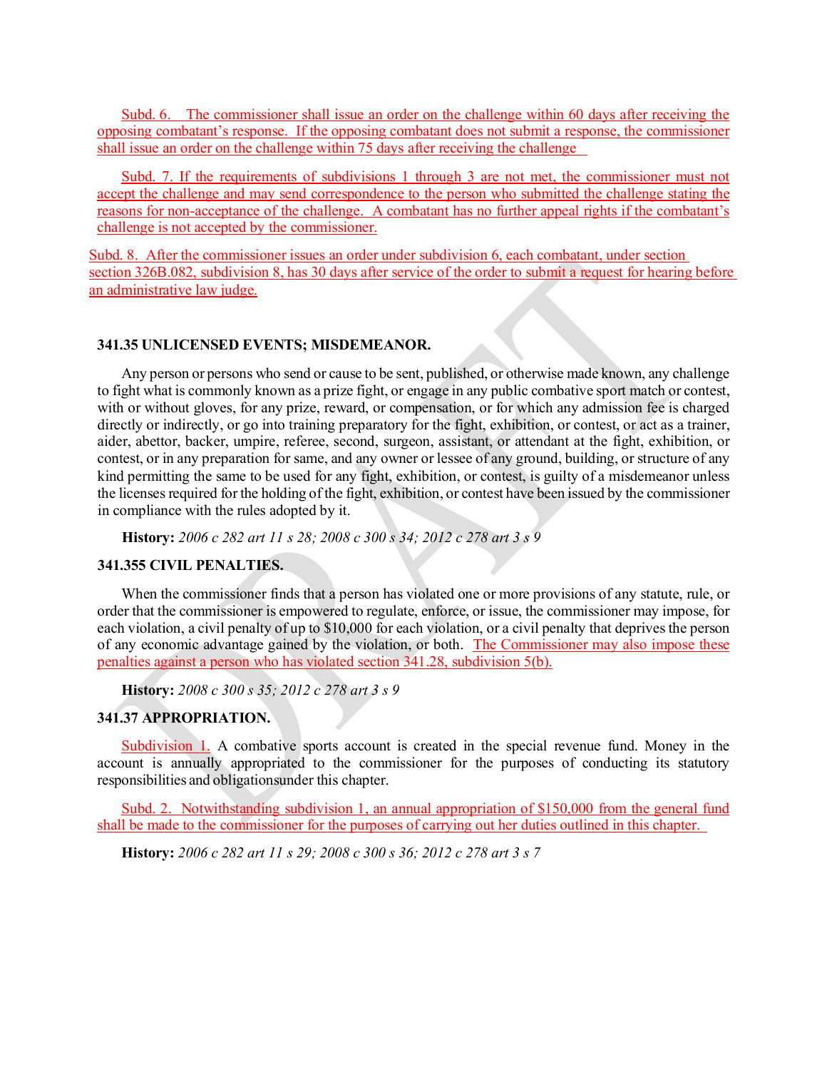Subd. 6. The commissioner shall issue an order on the challenge within 60 days after receiving the opposing combatant's response. If the opposing combatant does not submit a response, the commissioner shall issue an order on the challenge within 75 days after receiving the challenge

Subd. 7. If the requirements of subdivisions 1 through 3 are not met, the commissioner must not accept the challenge and may send correspondence to the person who submitted the challenge stating the reasons for non-acceptance of the challenge. A combatant has no further appeal rights if the combatant's challenge is not accepted by the commissioner.

Subd. 8. After the commissioner issues an order under subdivision 6, each combatant, under section section 326B.082, subdivision 8, has 30 days after service of the order to submit a request for hearing before an administrative law judge.

### 341.35 UNLICENSED EVENTS; MISDEMEANOR.

Any person or persons who send or cause to be sent, published, or otherwise made known, any challenge to fight what is commonly known as a prize fight, or engage in any public combative sport match or contest, with or without gloves, for any prize, reward, or compensation, or for which any admission fee is charged directly or indirectly, or go into training preparatory for the fight, exhibition, or contest, or act as a trainer, aider, abettor, backer, umpire, referee, second, surgeon, assistant, or attendant at the fight, exhibition, or contest, or in any preparation for same, and any owner or lessee of any ground, building, or structure of any kind permitting the same to be used for any fight, exhibition, or contest, is guilty of a misdemeanor unless the licenses required for the holding of the fight, exhibition, or contest have been issued by the commissioner in compliance with the rules adopted by it.

**History:** *2006 c 282 art 11 s 28; 2008 c 300 s 34; 2012 c 278 art 3 s 9*

### 341.355 CIVIL PENALTIES.

When the commissioner finds that a person has violated one or more provisions of any statute, rule, or order that the commissioner is empowered to regulate, enforce, or issue, the commissioner may impose, for each violation, a civil penalty of up to $10,000 for each violation, or a civil penalty that deprives the person of any economic advantage gained by the violation, or both. The Commissioner may also impose these penalties against a person who has violated section 341.28, subdivision 5(b).

**History:** *2008 c 300 s 35; 2012 c 278 art 3 s 9*

### 341.37 APPROPRIATION.

Subdivision 1. A combative sports account is created in the special revenue fund. Money in the account is annually appropriated to the commissioner for the purposes of conducting its statutory responsibilities and obligationsunder this chapter.

Subd. 2. Notwithstanding subdivision 1, an annual appropriation of $150,000 from the general fund shall be made to the commissioner for the purposes of carrying out her duties outlined in this chapter.

**History:** *2006 c 282 art 11 s 29; 2008 c 300 s 36; 2012 c 278 art 3 s 7*